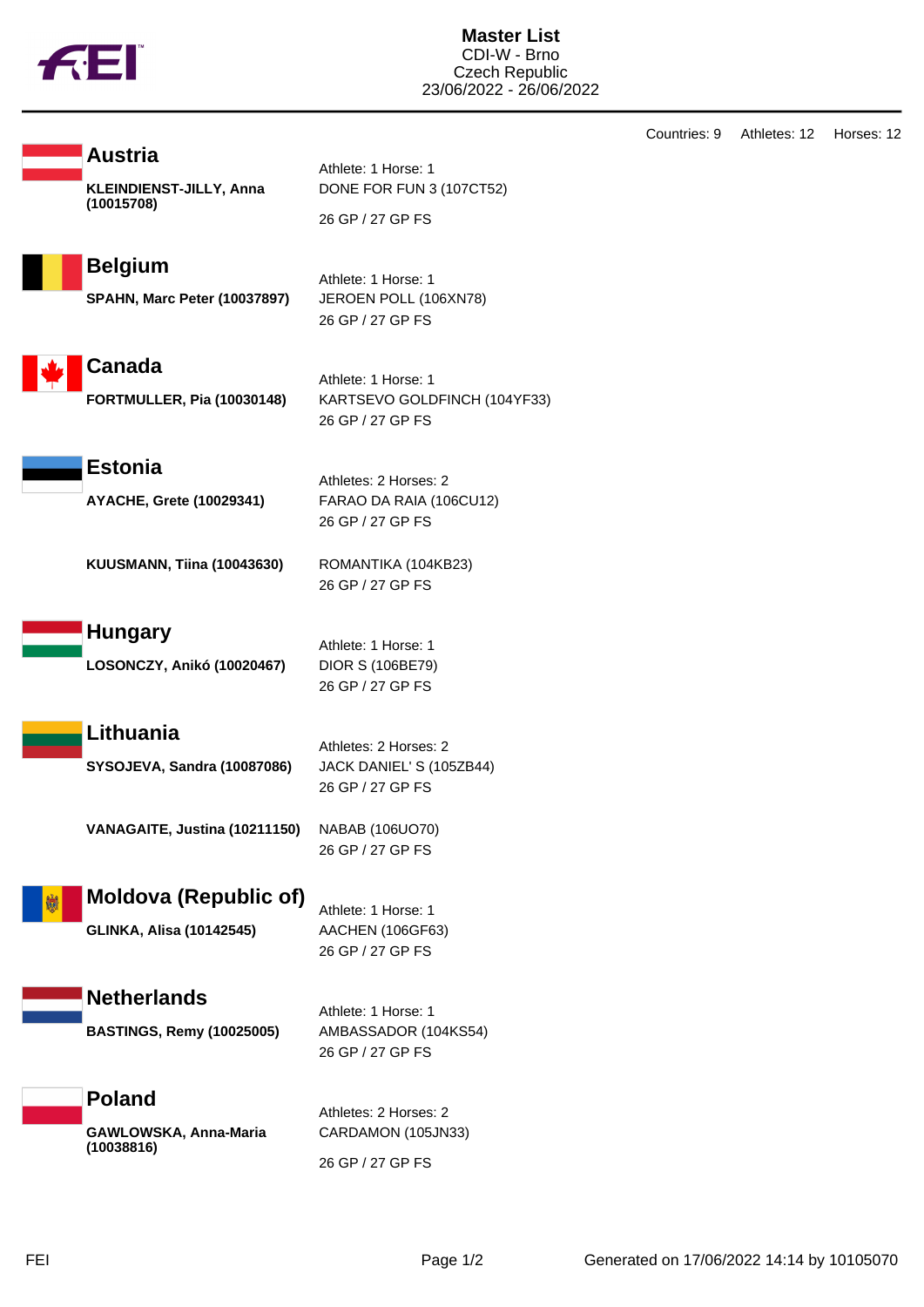# Master List

CDI-W - Brno
Czech Republic
23/06/2022 - 26/06/2022

Countries: 9 Athletes: 12 Horses: 12

## Austria

**KLEINDIENST-JILLY, Anna (10015708)**

Athlete: 1 Horse: 1
DONE FOR FUN 3 (107CT52)
26 GP / 27 GP FS

## Belgium

**SPAHN, Marc Peter (10037897)**

Athlete: 1 Horse: 1
JEROEN POLL (106XN78)
26 GP / 27 GP FS

## Canada

**FORTMULLER, Pia (10030148)**

Athlete: 1 Horse: 1
KARTSEVO GOLDFINCH (104YF33)
26 GP / 27 GP FS

## Estonia

Athletes: 2 Horses: 2

**AYACHE, Grete (10029341)**

FARAO DA RAIA (106CU12)
26 GP / 27 GP FS

**KUUSMANN, Tiina (10043630)**

ROMANTIKA (104KB23)
26 GP / 27 GP FS

## Hungary

**LOSONCZY, Anikó (10020467)**

Athlete: 1 Horse: 1
DIOR S (106BE79)
26 GP / 27 GP FS

## Lithuania

Athletes: 2 Horses: 2

**SYSOJEVA, Sandra (10087086)**

JACK DANIEL' S (105ZB44)
26 GP / 27 GP FS

**VANAGAITE, Justina (10211150)**

NABAB (106UO70)
26 GP / 27 GP FS

## Moldova (Republic of)

**GLINKA, Alisa (10142545)**

Athlete: 1 Horse: 1
AACHEN (106GF63)
26 GP / 27 GP FS

## Netherlands

**BASTINGS, Remy (10025005)**

Athlete: 1 Horse: 1
AMBASSADOR (104KS54)
26 GP / 27 GP FS

## Poland

Athletes: 2 Horses: 2

**GAWLOWSKA, Anna-Maria (10038816)**

CARDAMON (105JN33)
26 GP / 27 GP FS

Generated on 17/06/2022 14:14 by 10105070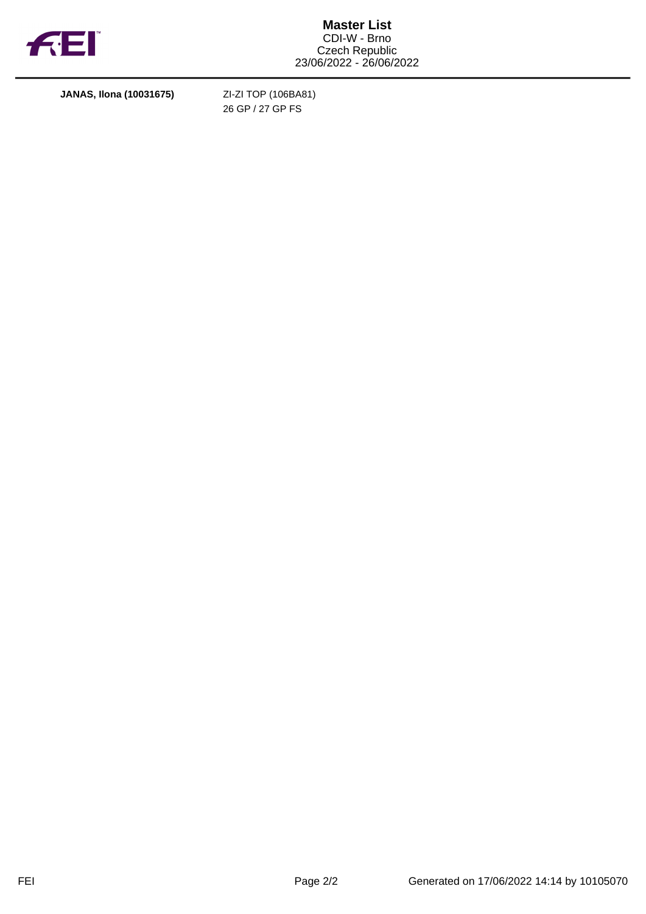**JANAS, Ilona (10031675)**

ZI-ZI TOP (106BA81)
26 GP / 27 GP FS